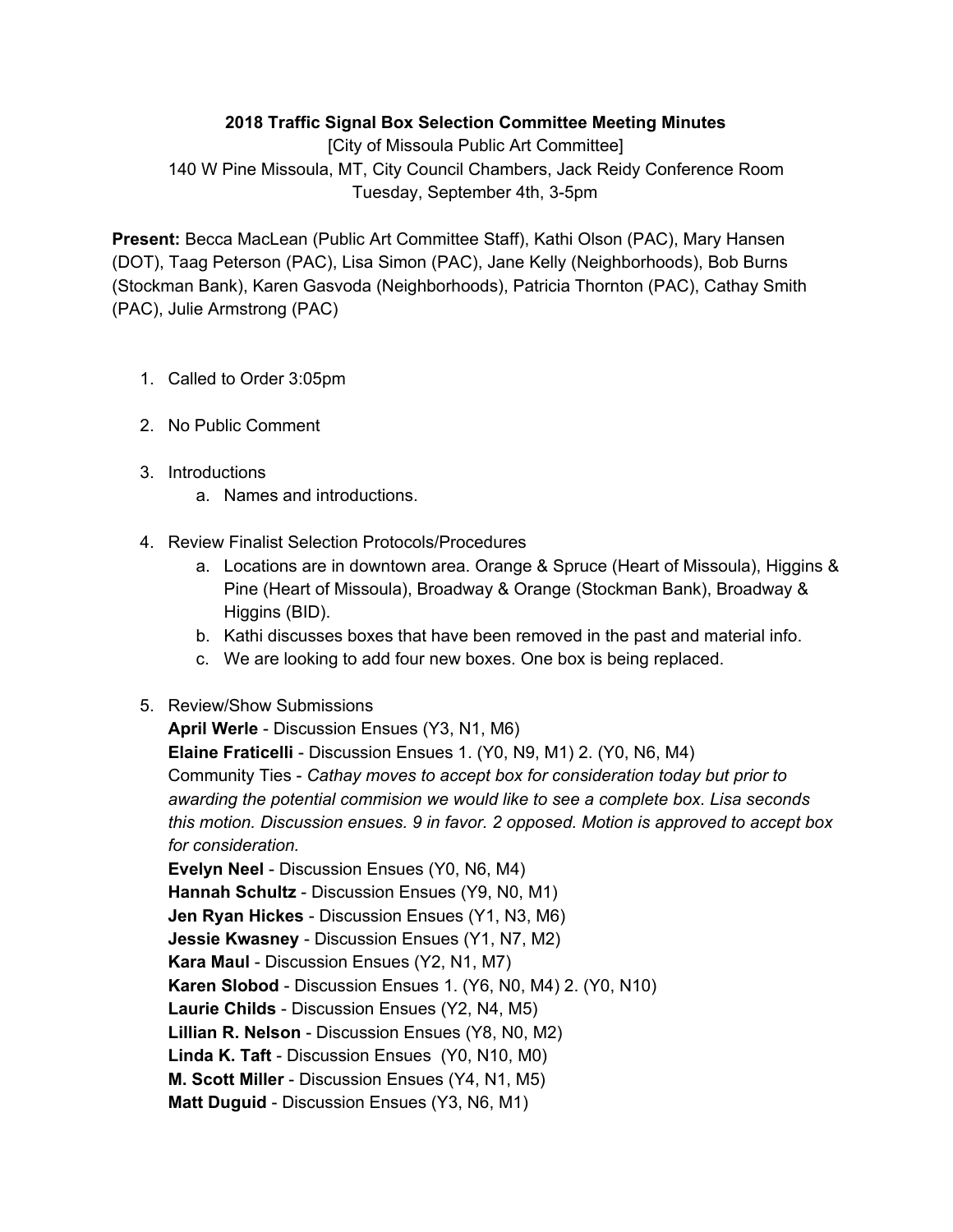**2018 Traffic Signal Box Selection Committee Meeting Minutes**

[City of Missoula Public Art Committee]

140 W Pine Missoula, MT, City Council Chambers, Jack Reidy Conference Room

Tuesday, September 4th, 3-5pm

**Present:** Becca MacLean (Public Art Committee Staff), Kathi Olson (PAC), Mary Hansen (DOT), Taag Peterson (PAC), Lisa Simon (PAC), Jane Kelly (Neighborhoods), Bob Burns (Stockman Bank), Karen Gasvoda (Neighborhoods), Patricia Thornton (PAC), Cathay Smith (PAC), Julie Armstrong (PAC)

1. Called to Order 3:05pm
2. No Public Comment
3. Introductions
    a. Names and introductions.
4. Review Finalist Selection Protocols/Procedures
    a. Locations are in downtown area. Orange & Spruce (Heart of Missoula), Higgins & Pine (Heart of Missoula), Broadway & Orange (Stockman Bank), Broadway & Higgins (BID).
    b. Kathi discusses boxes that have been removed in the past and material info.
    c. We are looking to add four new boxes. One box is being replaced.
5. Review/Show Submissions

   **April Werle** - Discussion Ensues (Y3, N1, M6)
   **Elaine Fraticelli** - Discussion Ensues 1. (Y0, N9, M1) 2. (Y0, N6, M4)
   Community Ties - *Cathay moves to accept box for consideration today but prior to awarding the potential commision we would like to see a complete box. Lisa seconds this motion. Discussion ensues. 9 in favor. 2 opposed. Motion is approved to accept box for consideration.*
   **Evelyn Neel** - Discussion Ensues (Y0, N6, M4)
   **Hannah Schultz** - Discussion Ensues (Y9, N0, M1)
   **Jen Ryan Hickes** - Discussion Ensues (Y1, N3, M6)
   **Jessie Kwasney** - Discussion Ensues (Y1, N7, M2)
   **Kara Maul** - Discussion Ensues (Y2, N1, M7)
   **Karen Slobod** - Discussion Ensues 1. (Y6, N0, M4) 2. (Y0, N10)
   **Laurie Childs** - Discussion Ensues (Y2, N4, M5)
   **Lillian R. Nelson** - Discussion Ensues (Y8, N0, M2)
   **Linda K. Taft** - Discussion Ensues (Y0, N10, M0)
   **M. Scott Miller** - Discussion Ensues (Y4, N1, M5)
   **Matt Duguid** - Discussion Ensues (Y3, N6, M1)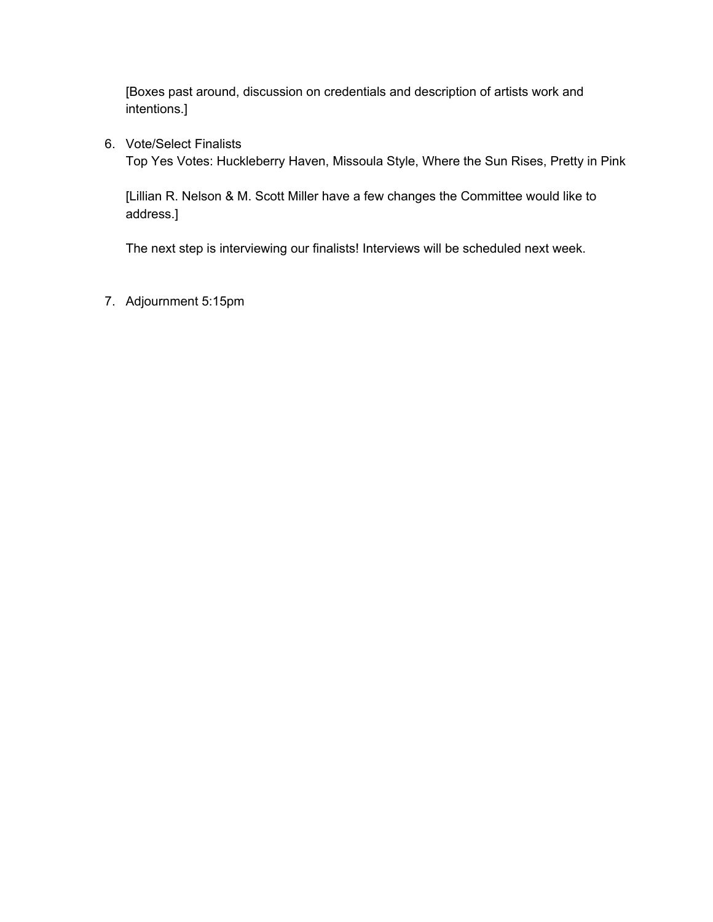[Boxes past around, discussion on credentials and description of artists work and intentions.]

6. Vote/Select Finalists
   Top Yes Votes: Huckleberry Haven, Missoula Style, Where the Sun Rises, Pretty in Pink

   [Lillian R. Nelson & M. Scott Miller have a few changes the Committee would like to address.]

   The next step is interviewing our finalists! Interviews will be scheduled next week.

7. Adjournment 5:15pm